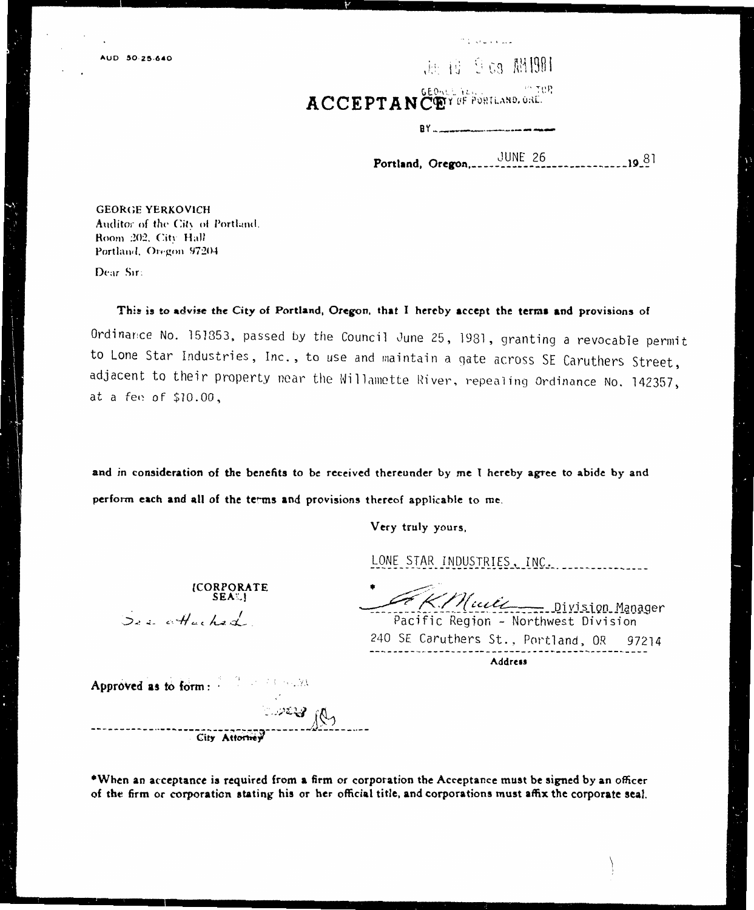AUD 50-25-640

JUL 10 9 03 AM 1981

GEORGE YERKOVICH, AUDITOR
CITY OF PORTLAND, ORE.

# ACCEPTANCE

BY ______________

Portland, Oregon, JUNE 26 19 81

GEORGE YERKOVICH
Auditor of the City of Portland,
Room 202, City Hall
Portland, Oregon 97204

Dear Sir:

**This is to advise the City of Portland, Oregon, that I hereby accept the terms and provisions of**

Ordinance No. 151853, passed by the Council June 25, 1981, granting a revocable permit to Lone Star Industries, Inc., to use and maintain a gate across SE Caruthers Street, adjacent to their property near the Willamette River, repealing Ordinance No. 142357, at a fee of $10.00,

**and in consideration of the benefits to be received thereunder by me I hereby agree to abide by and perform each and all of the terms and provisions thereof applicable to me.**

Very truly yours,

LONE STAR INDUSTRIES, INC.

\* (signature) Division Manager
Pacific Region - Northwest Division
240 SE Caruthers St., Portland, OR 97214
Address

(CORPORATE SEAL)
See attached

Approved as to form:

(signature)
City Attorney

\*When an acceptance is required from a firm or corporation the Acceptance must be signed by an officer of the firm or corporation stating his or her official title, and corporations must affix the corporate seal.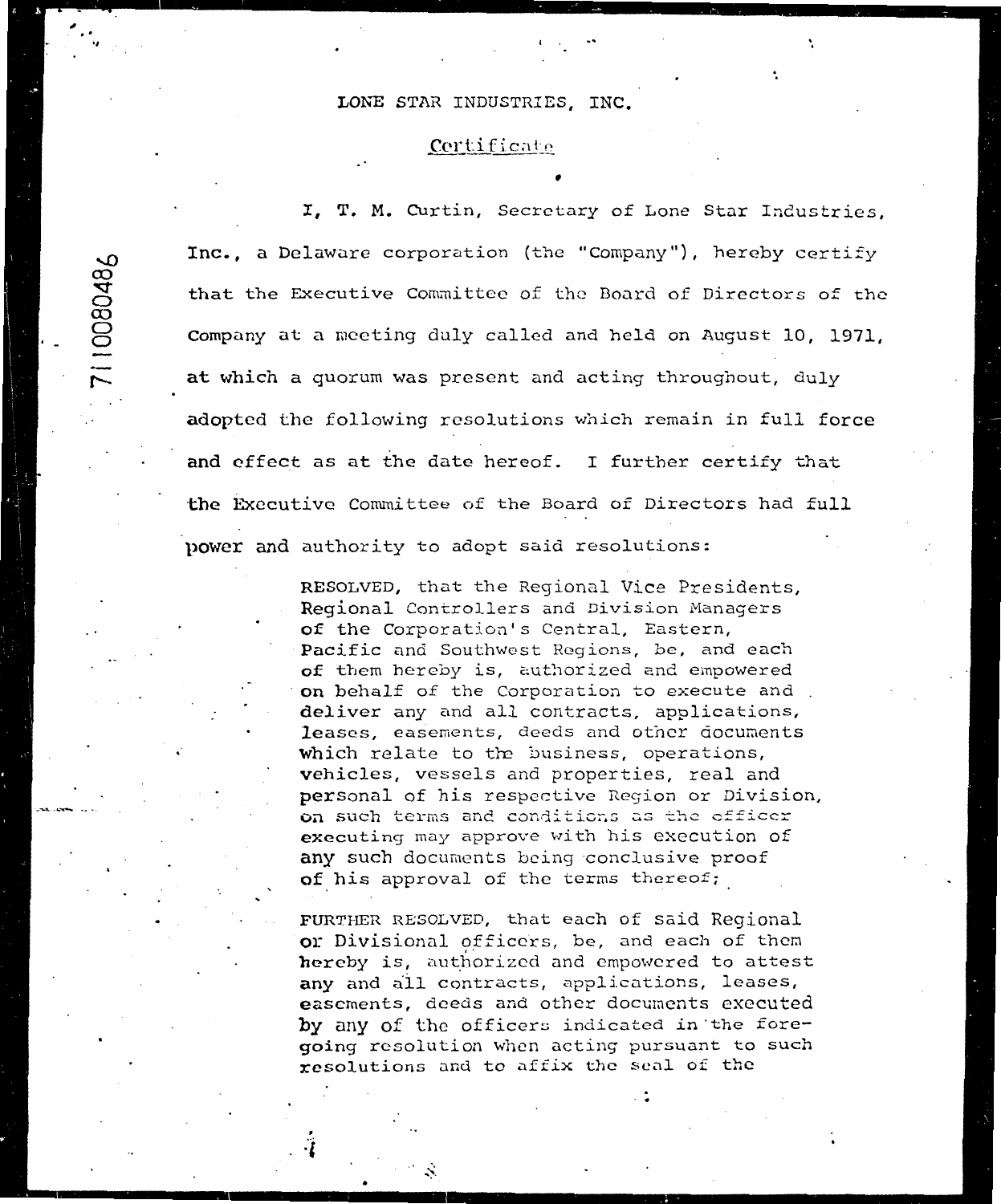LONE STAR INDUSTRIES, INC.

Certificate

I, T. M. Curtin, Secretary of Lone Star Industries, Inc., a Delaware corporation (the "Company"), hereby certify that the Executive Committee of the Board of Directors of the Company at a meeting duly called and held on August 10, 1971, at which a quorum was present and acting throughout, duly adopted the following resolutions which remain in full force and effect as at the date hereof. I further certify that the Executive Committee of the Board of Directors had full power and authority to adopt said resolutions:

> RESOLVED, that the Regional Vice Presidents, Regional Controllers and Division Managers of the Corporation's Central, Eastern, Pacific and Southwest Regions, be, and each of them hereby is, authorized and empowered on behalf of the Corporation to execute and deliver any and all contracts, applications, leases, easements, deeds and other documents which relate to the business, operations, vehicles, vessels and properties, real and personal of his respective Region or Division, on such terms and conditions as the officer executing may approve with his execution of any such documents being conclusive proof of his approval of the terms thereof;
>
> FURTHER RESOLVED, that each of said Regional or Divisional officers, be, and each of them hereby is, authorized and empowered to attest any and all contracts, applications, leases, easements, deeds and other documents executed by any of the officers indicated in the foregoing resolution when acting pursuant to such resolutions and to affix the seal of the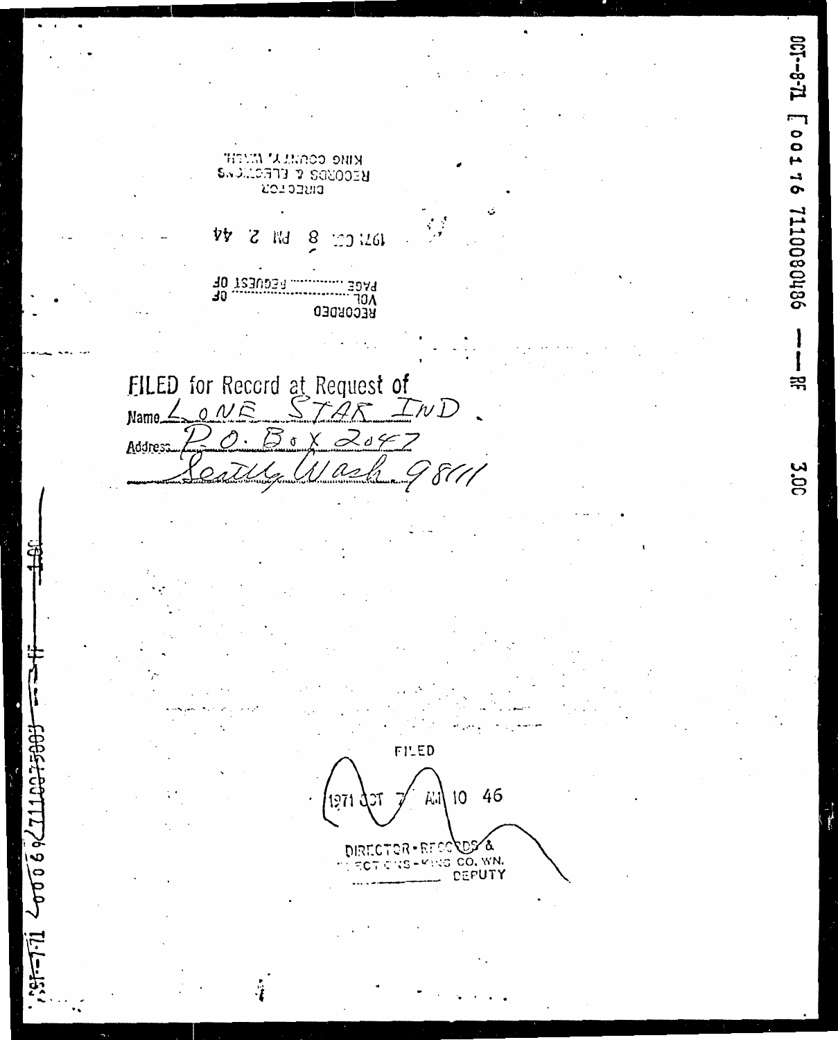OCT-8-71 [ 00176 7110080486 — RF 3.00

RECORDED
VOL ............ OF
PAGE ............ REQUEST OF

1971 OCT 8 PM 2 44

DIRECTOR
RECORDS & ELECTIONS
KING COUNTY, WASH.

FILED for Record at Request of

Name LONE STAR IND

Address P.O. Box 2047
Seattle Wash 98111

FILED

1971 OCT 7 AM 10 46

DIRECTOR - RECORDS &
ELECTIONS - KING CO. WN.
............ DEPUTY

OCT-7-71 00069 7110070009 — — 1.00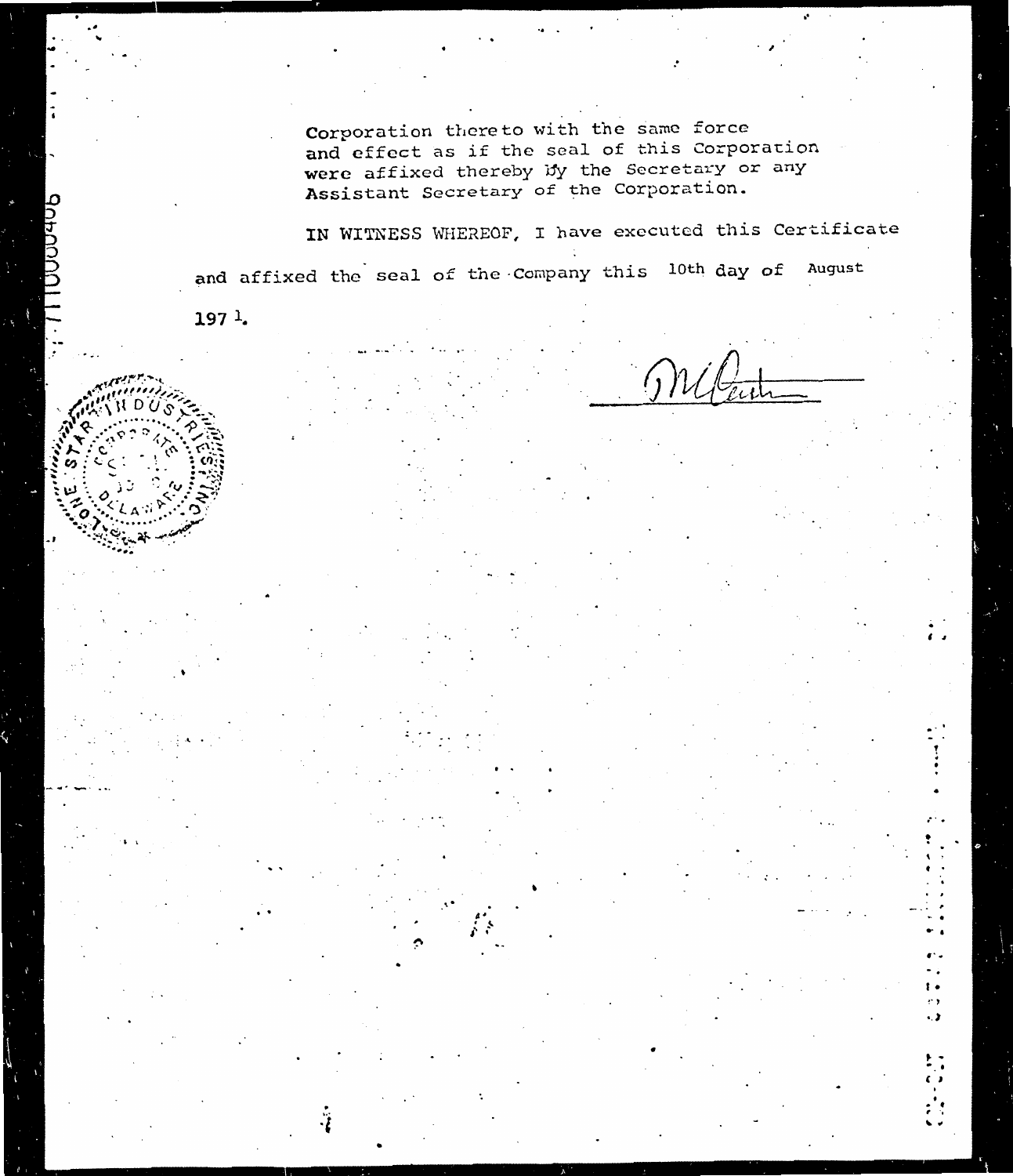Corporation thereto with the same force and effect as if the seal of this Corporation were affixed thereby by the Secretary or any Assistant Secretary of the Corporation.

IN WITNESS WHEREOF, I have executed this Certificate and affixed the seal of the Company this 10th day of August 1971.

LONE STAR INDUSTRIES INC. CORPORATE SEAL DELAWARE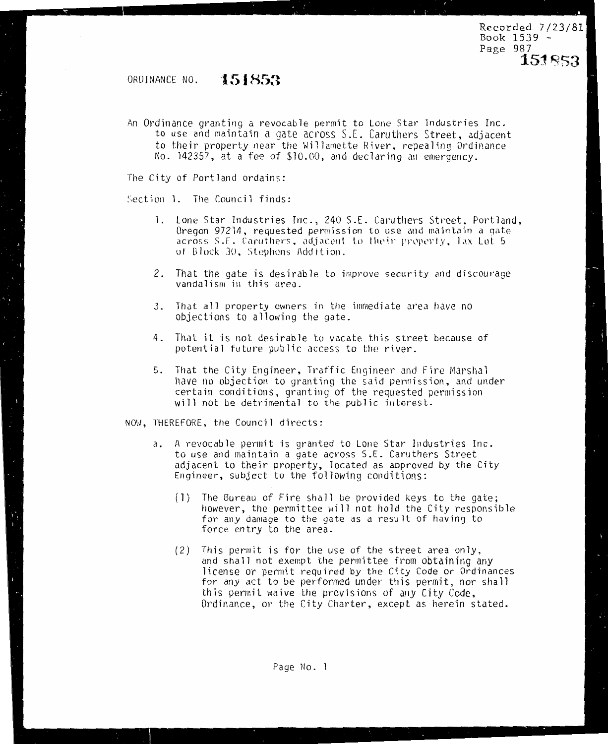Recorded 7/23/81
Book 1539 -
Page 987
151853

ORDINANCE NO. **151853**

An Ordinance granting a revocable permit to Lone Star Industries Inc. to use and maintain a gate across S.E. Caruthers Street, adjacent to their property near the Willamette River, repealing Ordinance No. 142357, at a fee of $10.00, and declaring an emergency.

The City of Portland ordains:

Section 1. The Council finds:

1. Lone Star Industries Inc., 240 S.E. Caruthers Street, Portland, Oregon 97214, requested permission to use and maintain a gate across S.E. Caruthers, adjacent to their property, Tax Lot 5 of Block 30, Stephens Addition.

2. That the gate is desirable to improve security and discourage vandalism in this area.

3. That all property owners in the immediate area have no objections to allowing the gate.

4. That it is not desirable to vacate this street because of potential future public access to the river.

5. That the City Engineer, Traffic Engineer and Fire Marshal have no objection to granting the said permission, and under certain conditions, granting of the requested permission will not be detrimental to the public interest.

NOW, THEREFORE, the Council directs:

a. A revocable permit is granted to Lone Star Industries Inc. to use and maintain a gate across S.E. Caruthers Street adjacent to their property, located as approved by the City Engineer, subject to the following conditions:

   (1) The Bureau of Fire shall be provided keys to the gate; however, the permittee will not hold the City responsible for any damage to the gate as a result of having to force entry to the area.

   (2) This permit is for the use of the street area only, and shall not exempt the permittee from obtaining any license or permit required by the City Code or Ordinances for any act to be performed under this permit, nor shall this permit waive the provisions of any City Code, Ordinance, or the City Charter, except as herein stated.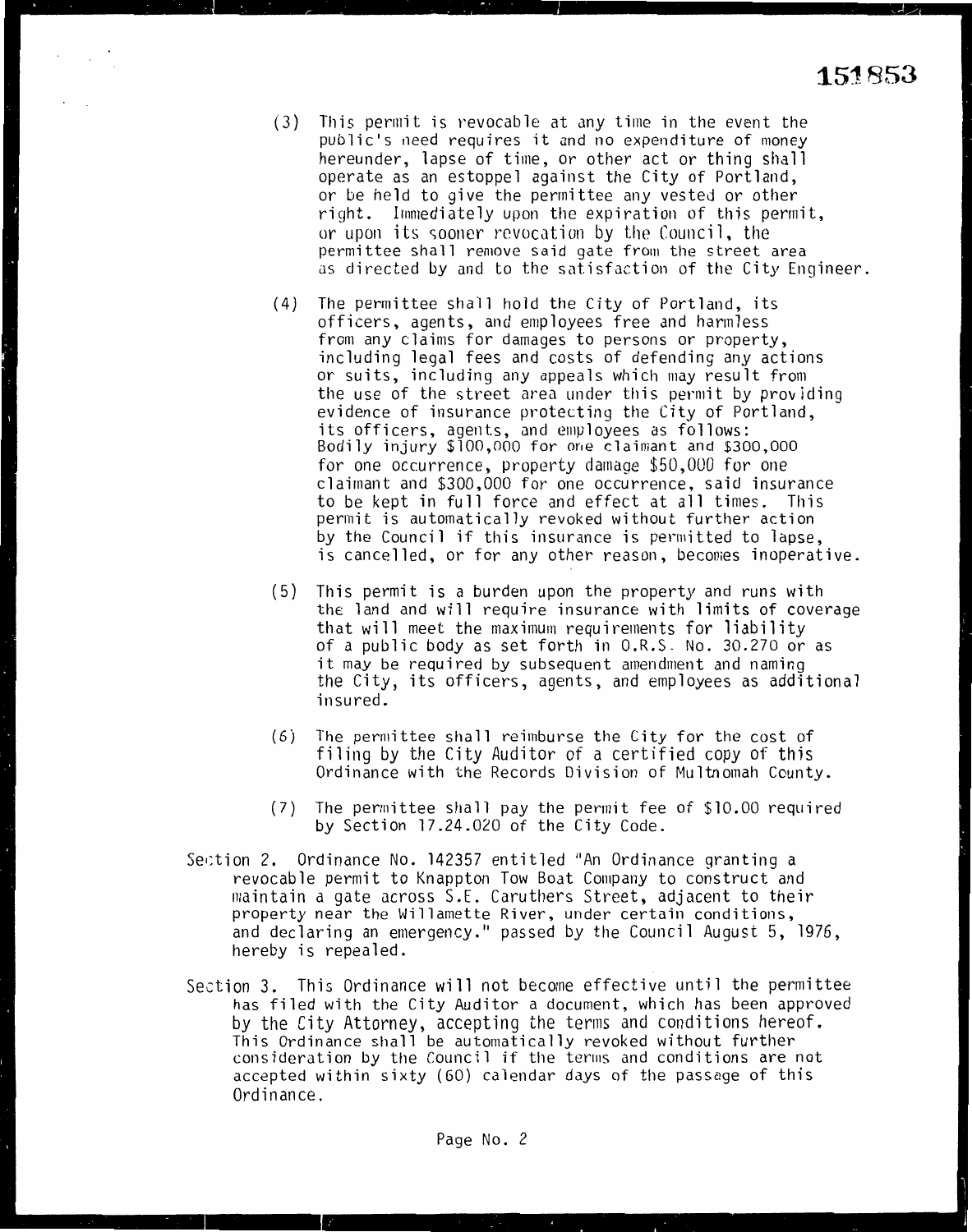151853

(3) This permit is revocable at any time in the event the public's need requires it and no expenditure of money hereunder, lapse of time, or other act or thing shall operate as an estoppel against the City of Portland, or be held to give the permittee any vested or other right. Immediately upon the expiration of this permit, or upon its sooner revocation by the Council, the permittee shall remove said gate from the street area as directed by and to the satisfaction of the City Engineer.

(4) The permittee shall hold the City of Portland, its officers, agents, and employees free and harmless from any claims for damages to persons or property, including legal fees and costs of defending any actions or suits, including any appeals which may result from the use of the street area under this permit by providing evidence of insurance protecting the City of Portland, its officers, agents, and employees as follows: Bodily injury $100,000 for one claimant and $300,000 for one occurrence, property damage $50,000 for one claimant and $300,000 for one occurrence, said insurance to be kept in full force and effect at all times. This permit is automatically revoked without further action by the Council if this insurance is permitted to lapse, is cancelled, or for any other reason, becomes inoperative.

(5) This permit is a burden upon the property and runs with the land and will require insurance with limits of coverage that will meet the maximum requirements for liability of a public body as set forth in O.R.S. No. 30.270 or as it may be required by subsequent amendment and naming the City, its officers, agents, and employees as additional insured.

(6) The permittee shall reimburse the City for the cost of filing by the City Auditor of a certified copy of this Ordinance with the Records Division of Multnomah County.

(7) The permittee shall pay the permit fee of $10.00 required by Section 17.24.020 of the City Code.

Section 2. Ordinance No. 142357 entitled "An Ordinance granting a revocable permit to Knappton Tow Boat Company to construct and maintain a gate across S.E. Caruthers Street, adjacent to their property near the Willamette River, under certain conditions, and declaring an emergency." passed by the Council August 5, 1976, hereby is repealed.

Section 3. This Ordinance will not become effective until the permittee has filed with the City Auditor a document, which has been approved by the City Attorney, accepting the terms and conditions hereof. This Ordinance shall be automatically revoked without further consideration by the Council if the terms and conditions are not accepted within sixty (60) calendar days of the passage of this Ordinance.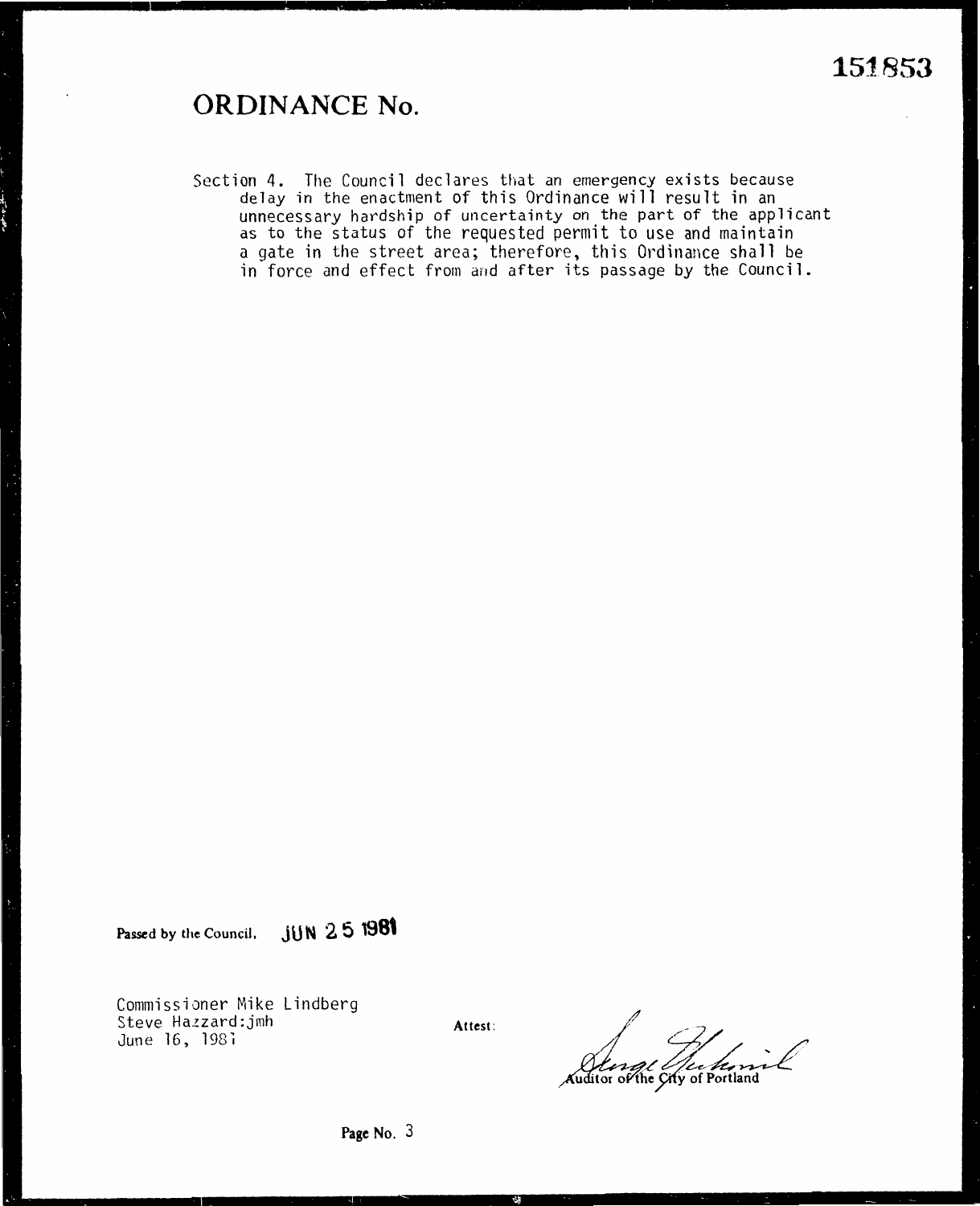151853

# ORDINANCE No.

Section 4. The Council declares that an emergency exists because delay in the enactment of this Ordinance will result in an unnecessary hardship of uncertainty on the part of the applicant as to the status of the requested permit to use and maintain a gate in the street area; therefore, this Ordinance shall be in force and effect from and after its passage by the Council.

Passed by the Council, JUN 25 1981

Commissioner Mike Lindberg
Steve Hazzard:jmh
June 16, 1981

Attest:

Auditor of the City of Portland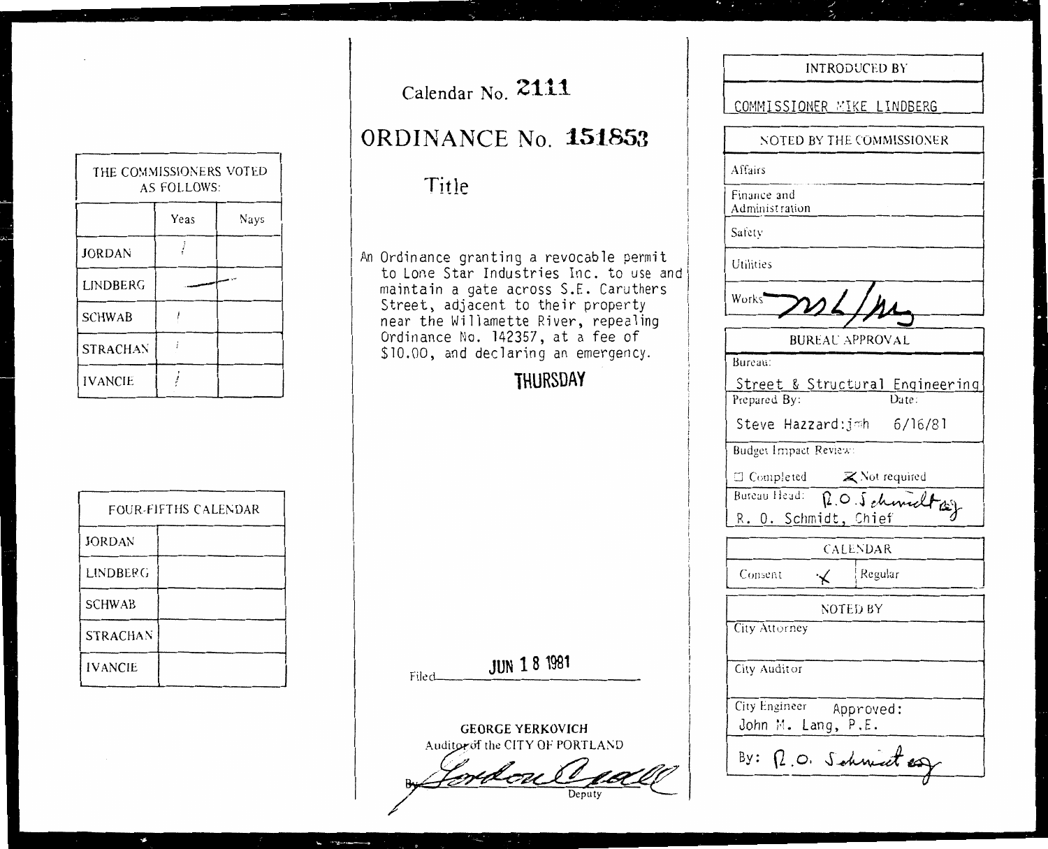| THE COMMISSIONERS VOTED AS FOLLOWS: | | |
|---|---|---|
| | Yeas | Nays |
| JORDAN | / | |
| LINDBERG | — | |
| SCHWAB | / | |
| STRACHAN | / | |
| IVANCIE | / | |

| FOUR-FIFTHS CALENDAR | |
|---|---|
| JORDAN | |
| LINDBERG | |
| SCHWAB | |
| STRACHAN | |
| IVANCIE | |

Calendar No. 2111

# ORDINANCE No. 151853

Title

An Ordinance granting a revocable permit to Lone Star Industries Inc. to use and maintain a gate across S.E. Caruthers Street, adjacent to their property near the Willamette River, repealing Ordinance No. 142357, at a fee of $10.00, and declaring an emergency.

THURSDAY

Filed JUN 18 1981

GEORGE YERKOVICH
Auditor of the CITY OF PORTLAND

By [signature]
Deputy

| INTRODUCED BY |
|---|
| COMMISSIONER MIKE LINDBERG |

| NOTED BY THE COMMISSIONER | |
|---|---|
| Affairs | |
| Finance and Administration | |
| Safety | |
| Utilities | |
| Works | ML/ [signature] |

| BUREAU APPROVAL | |
|---|---|
| Bureau: Street & Structural Engineering | |
| Prepared By: Steve Hazzard:jmh | Date: 6/16/81 |
| Budget Impact Review: ☐ Completed ☒ Not required | |
| Bureau Head: R. O. Schmidt [signature] R. O. Schmidt, Chief | |

| CALENDAR | |
|---|---|
| Consent X | Regular |

| NOTED BY |
|---|
| City Attorney |
| City Auditor |
| City Engineer Approved: John M. Lang, P.E. |
| By: R. O. Schmidt [signature] |